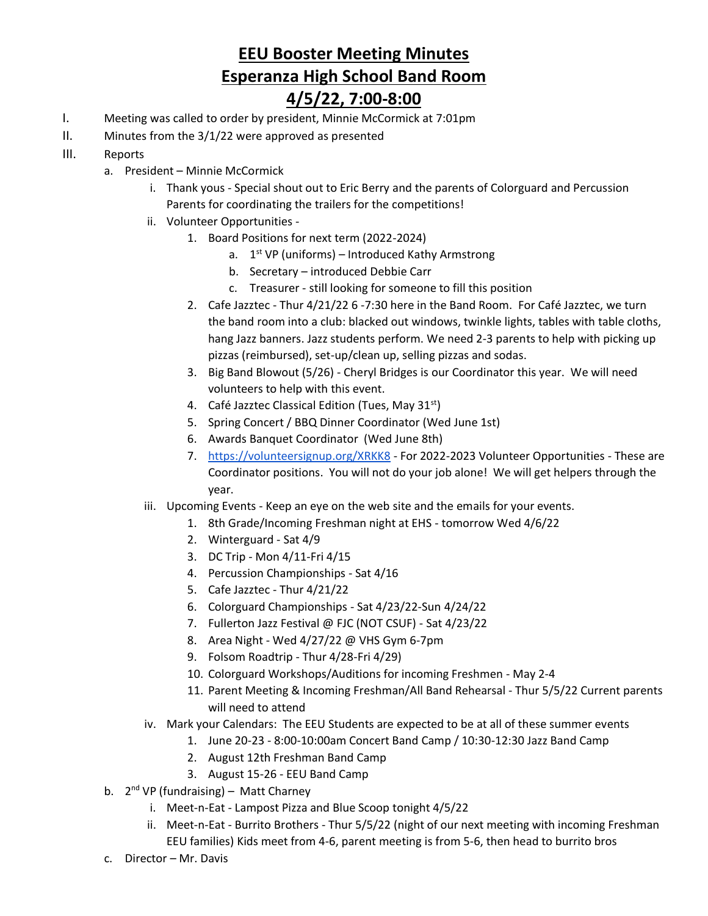# EEU Booster Meeting Minutes
# Esperanza High School Band Room
# 4/5/22, 7:00-8:00

I. Meeting was called to order by president, Minnie McCormick at 7:01pm

II. Minutes from the 3/1/22 were approved as presented

III. Reports

   a. President – Minnie McCormick

      i. Thank yous - Special shout out to Eric Berry and the parents of Colorguard and Percussion Parents for coordinating the trailers for the competitions!

      ii. Volunteer Opportunities -

         1. Board Positions for next term (2022-2024)

            a. 1st VP (uniforms) – Introduced Kathy Armstrong

            b. Secretary – introduced Debbie Carr

            c. Treasurer - still looking for someone to fill this position

         2. Cafe Jazztec - Thur 4/21/22 6 -7:30 here in the Band Room. For Café Jazztec, we turn the band room into a club: blacked out windows, twinkle lights, tables with table cloths, hang Jazz banners. Jazz students perform. We need 2-3 parents to help with picking up pizzas (reimbursed), set-up/clean up, selling pizzas and sodas.

         3. Big Band Blowout (5/26) - Cheryl Bridges is our Coordinator this year. We will need volunteers to help with this event.

         4. Café Jazztec Classical Edition (Tues, May 31st)

         5. Spring Concert / BBQ Dinner Coordinator (Wed June 1st)

         6. Awards Banquet Coordinator (Wed June 8th)

         7. https://volunteersignup.org/XRKK8 - For 2022-2023 Volunteer Opportunities - These are Coordinator positions. You will not do your job alone! We will get helpers through the year.

      iii. Upcoming Events - Keep an eye on the web site and the emails for your events.

         1. 8th Grade/Incoming Freshman night at EHS - tomorrow Wed 4/6/22

         2. Winterguard - Sat 4/9

         3. DC Trip - Mon 4/11-Fri 4/15

         4. Percussion Championships - Sat 4/16

         5. Cafe Jazztec - Thur 4/21/22

         6. Colorguard Championships - Sat 4/23/22-Sun 4/24/22

         7. Fullerton Jazz Festival @ FJC (NOT CSUF) - Sat 4/23/22

         8. Area Night - Wed 4/27/22 @ VHS Gym 6-7pm

         9. Folsom Roadtrip - Thur 4/28-Fri 4/29)

         10. Colorguard Workshops/Auditions for incoming Freshmen - May 2-4

         11. Parent Meeting & Incoming Freshman/All Band Rehearsal - Thur 5/5/22 Current parents will need to attend

      iv. Mark your Calendars: The EEU Students are expected to be at all of these summer events

         1. June 20-23 - 8:00-10:00am Concert Band Camp / 10:30-12:30 Jazz Band Camp

         2. August 12th Freshman Band Camp

         3. August 15-26 - EEU Band Camp

   b. 2nd VP (fundraising) – Matt Charney

      i. Meet-n-Eat - Lampost Pizza and Blue Scoop tonight 4/5/22

      ii. Meet-n-Eat - Burrito Brothers - Thur 5/5/22 (night of our next meeting with incoming Freshman EEU families) Kids meet from 4-6, parent meeting is from 5-6, then head to burrito bros

   c. Director – Mr. Davis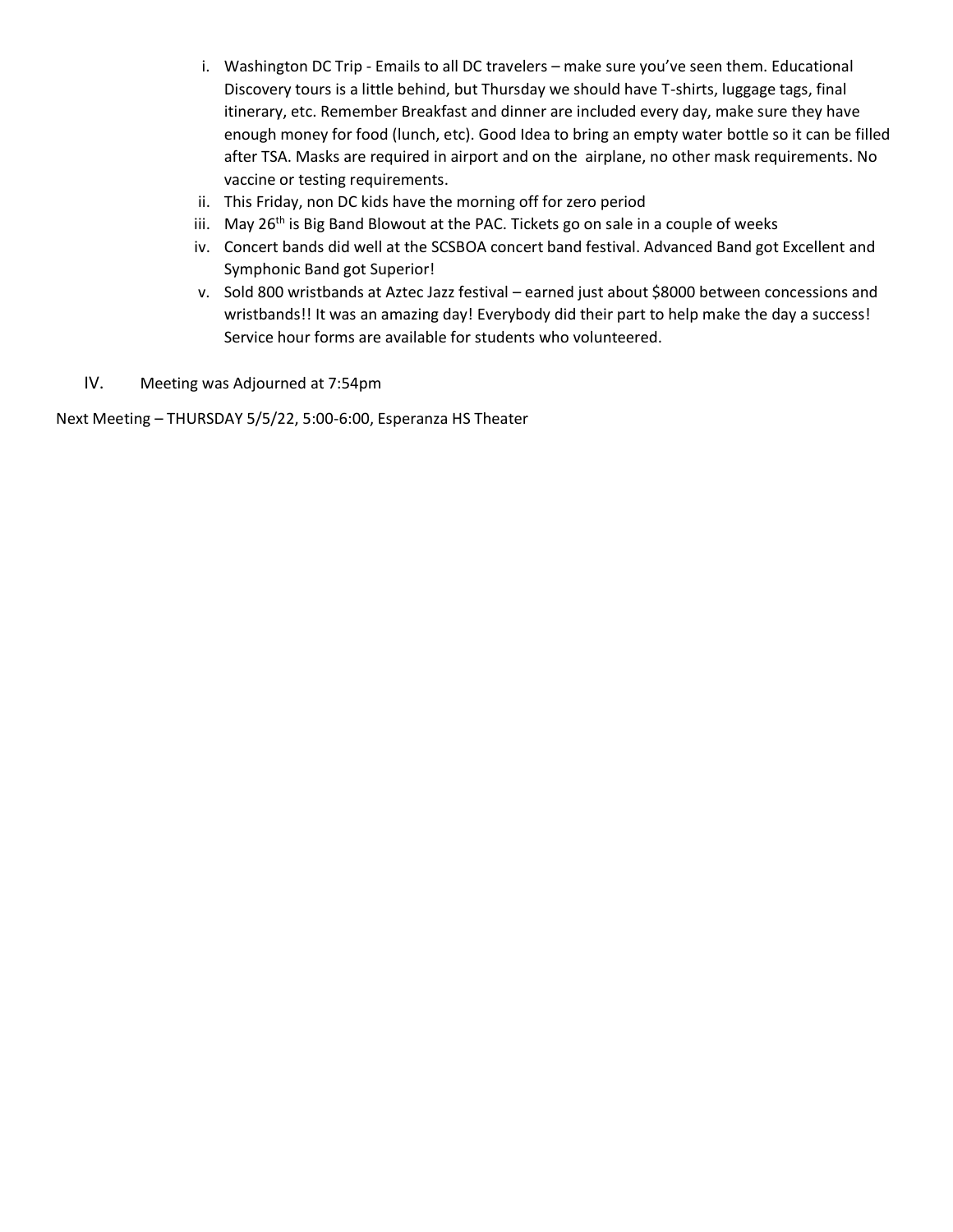i. Washington DC Trip - Emails to all DC travelers – make sure you've seen them. Educational Discovery tours is a little behind, but Thursday we should have T-shirts, luggage tags, final itinerary, etc. Remember Breakfast and dinner are included every day, make sure they have enough money for food (lunch, etc). Good Idea to bring an empty water bottle so it can be filled after TSA. Masks are required in airport and on the airplane, no other mask requirements. No vaccine or testing requirements.

ii. This Friday, non DC kids have the morning off for zero period

iii. May 26th is Big Band Blowout at the PAC. Tickets go on sale in a couple of weeks

iv. Concert bands did well at the SCSBOA concert band festival. Advanced Band got Excellent and Symphonic Band got Superior!

v. Sold 800 wristbands at Aztec Jazz festival – earned just about $8000 between concessions and wristbands!! It was an amazing day! Everybody did their part to help make the day a success! Service hour forms are available for students who volunteered.

IV. Meeting was Adjourned at 7:54pm

Next Meeting – THURSDAY 5/5/22, 5:00-6:00, Esperanza HS Theater